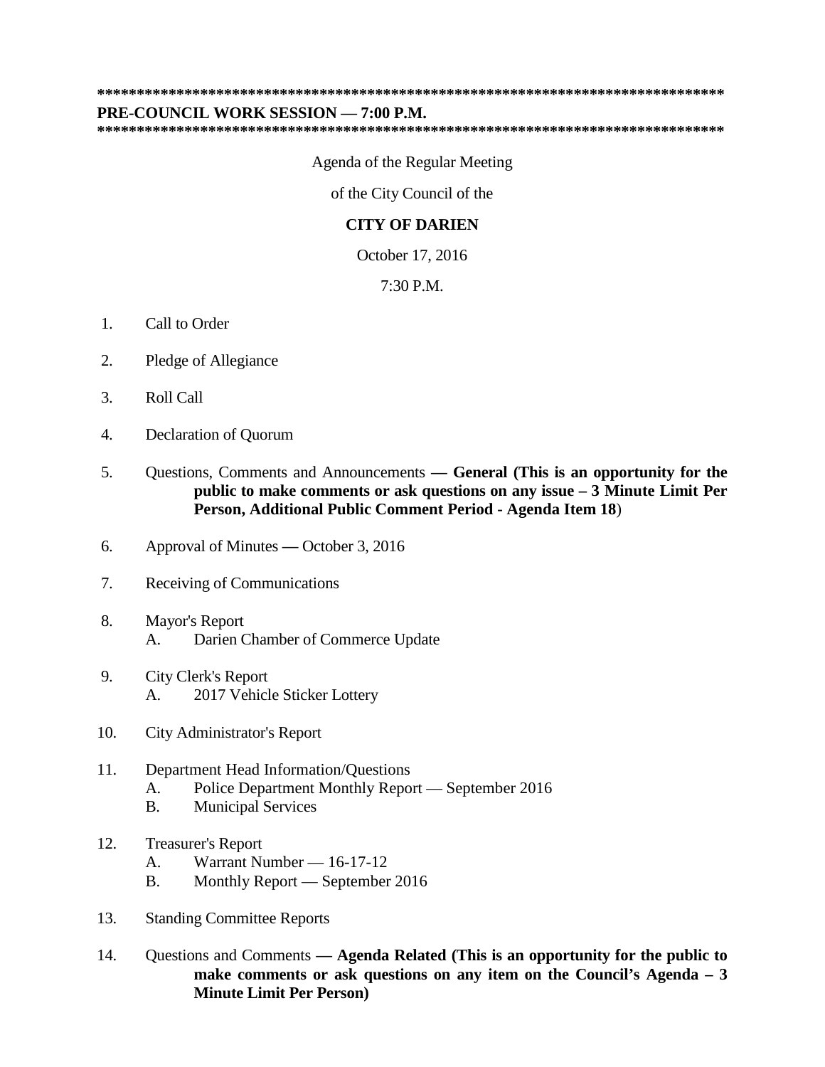*********************************************************************************
**PRE-COUNCIL WORK SESSION — 7:00 P.M.**
*********************************************************************************

Agenda of the Regular Meeting

of the City Council of the

**CITY OF DARIEN**

October 17, 2016

7:30 P.M.

1. Call to Order

2. Pledge of Allegiance

3. Roll Call

4. Declaration of Quorum

5. Questions, Comments and Announcements **— General (This is an opportunity for the public to make comments or ask questions on any issue – 3 Minute Limit Per Person, Additional Public Comment Period - Agenda Item 18**)

6. Approval of Minutes **—** October 3, 2016

7. Receiving of Communications

8. Mayor's Report
   - A. Darien Chamber of Commerce Update

9. City Clerk's Report
   - A. 2017 Vehicle Sticker Lottery

10. City Administrator's Report

11. Department Head Information/Questions
    - A. Police Department Monthly Report — September 2016
    - B. Municipal Services

12. Treasurer's Report
    - A. Warrant Number — 16-17-12
    - B. Monthly Report — September 2016

13. Standing Committee Reports

14. Questions and Comments **— Agenda Related (This is an opportunity for the public to make comments or ask questions on any item on the Council's Agenda – 3 Minute Limit Per Person)**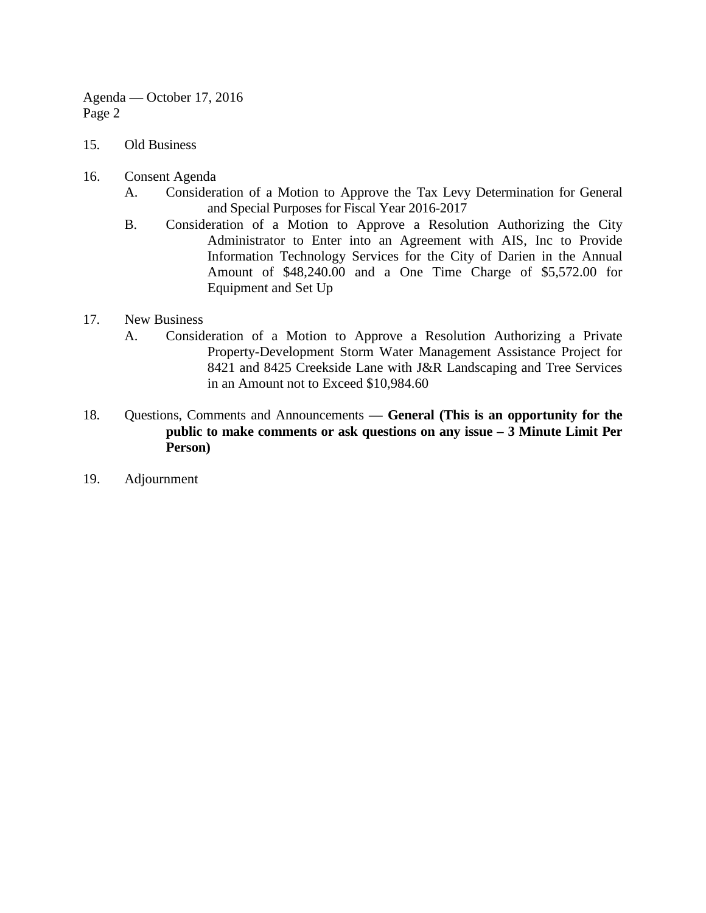15. Old Business

16. Consent Agenda
    - A. Consideration of a Motion to Approve the Tax Levy Determination for General and Special Purposes for Fiscal Year 2016-2017
    - B. Consideration of a Motion to Approve a Resolution Authorizing the City Administrator to Enter into an Agreement with AIS, Inc to Provide Information Technology Services for the City of Darien in the Annual Amount of $48,240.00 and a One Time Charge of $5,572.00 for Equipment and Set Up

17. New Business
    - A. Consideration of a Motion to Approve a Resolution Authorizing a Private Property-Development Storm Water Management Assistance Project for 8421 and 8425 Creekside Lane with J&R Landscaping and Tree Services in an Amount not to Exceed $10,984.60

18. Questions, Comments and Announcements **— General (This is an opportunity for the public to make comments or ask questions on any issue – 3 Minute Limit Per Person)**

19. Adjournment